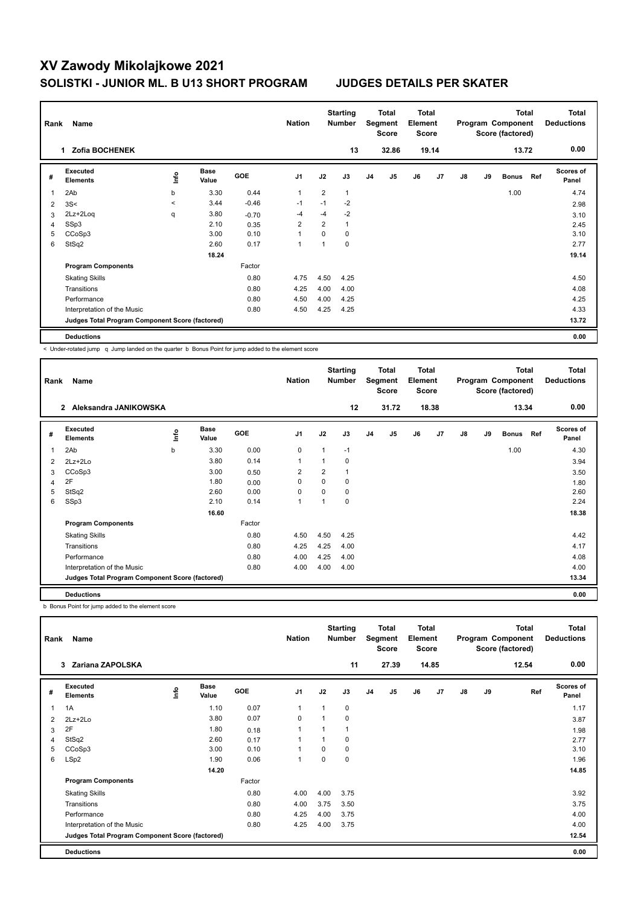# XV Zawody Mikolajkowe 2021

## SOLISTKI - JUNIOR ML. B U13 SHORT PROGRAM — JUDGES DETAILS PER SKATER

| Rank | Name | Nation | Starting Number | Total Segment Score | Total Element Score | Total Program Component Score (factored) | Total Deductions |
|---|---|---|---|---|---|---|---|
| 1 | Zofia BOCHENEK | | 13 | 32.86 | 19.14 | 13.72 | 0.00 |

| # | Executed Elements | Info | Base Value | GOE | J1 | J2 | J3 | J4 | J5 | J6 | J7 | J8 | J9 | Bonus | Ref | Scores of Panel |
|---|---|---|---|---|---|---|---|---|---|---|---|---|---|---|---|---|
| 1 | 2Ab | b | 3.30 | 0.44 | 1 | 2 | 1 | | | | | | | 1.00 | | 4.74 |
| 2 | 3S< | < | 3.44 | -0.46 | -1 | -1 | -2 | | | | | | | | | 2.98 |
| 3 | 2Lz+2Loq | q | 3.80 | -0.70 | -4 | -4 | -2 | | | | | | | | | 3.10 |
| 4 | SSp3 | | 2.10 | 0.35 | 2 | 2 | 1 | | | | | | | | | 2.45 |
| 5 | CCoSp3 | | 3.00 | 0.10 | 1 | 0 | 0 | | | | | | | | | 3.10 |
| 6 | StSq2 | | 2.60 | 0.17 | 1 | 1 | 0 | | | | | | | | | 2.77 |
| | | | 18.24 | | | | | | | | | | | | | 19.14 |
| | **Program Components** | | | Factor | | | | | | | | | | | | |
| | Skating Skills | | | 0.80 | 4.75 | 4.50 | 4.25 | | | | | | | | | 4.50 |
| | Transitions | | | 0.80 | 4.25 | 4.00 | 4.00 | | | | | | | | | 4.08 |
| | Performance | | | 0.80 | 4.50 | 4.00 | 4.25 | | | | | | | | | 4.25 |
| | Interpretation of the Music | | | 0.80 | 4.50 | 4.25 | 4.25 | | | | | | | | | 4.33 |
| | **Judges Total Program Component Score (factored)** | | | | | | | | | | | | | | | 13.72 |
| | **Deductions** | | | | | | | | | | | | | | | 0.00 |

< Under-rotated jump q Jump landed on the quarter b Bonus Point for jump added to the element score

| Rank | Name | Nation | Starting Number | Total Segment Score | Total Element Score | Total Program Component Score (factored) | Total Deductions |
|---|---|---|---|---|---|---|---|
| 2 | Aleksandra JANIKOWSKA | | 12 | 31.72 | 18.38 | 13.34 | 0.00 |

| # | Executed Elements | Info | Base Value | GOE | J1 | J2 | J3 | J4 | J5 | J6 | J7 | J8 | J9 | Bonus | Ref | Scores of Panel |
|---|---|---|---|---|---|---|---|---|---|---|---|---|---|---|---|---|
| 1 | 2Ab | b | 3.30 | 0.00 | 0 | 1 | -1 | | | | | | | 1.00 | | 4.30 |
| 2 | 2Lz+2Lo | | 3.80 | 0.14 | 1 | 1 | 0 | | | | | | | | | 3.94 |
| 3 | CCoSp3 | | 3.00 | 0.50 | 2 | 2 | 1 | | | | | | | | | 3.50 |
| 4 | 2F | | 1.80 | 0.00 | 0 | 0 | 0 | | | | | | | | | 1.80 |
| 5 | StSq2 | | 2.60 | 0.00 | 0 | 0 | 0 | | | | | | | | | 2.60 |
| 6 | SSp3 | | 2.10 | 0.14 | 1 | 1 | 0 | | | | | | | | | 2.24 |
| | | | 16.60 | | | | | | | | | | | | | 18.38 |
| | **Program Components** | | | Factor | | | | | | | | | | | | |
| | Skating Skills | | | 0.80 | 4.50 | 4.50 | 4.25 | | | | | | | | | 4.42 |
| | Transitions | | | 0.80 | 4.25 | 4.25 | 4.00 | | | | | | | | | 4.17 |
| | Performance | | | 0.80 | 4.00 | 4.25 | 4.00 | | | | | | | | | 4.08 |
| | Interpretation of the Music | | | 0.80 | 4.00 | 4.00 | 4.00 | | | | | | | | | 4.00 |
| | **Judges Total Program Component Score (factored)** | | | | | | | | | | | | | | | 13.34 |
| | **Deductions** | | | | | | | | | | | | | | | 0.00 |

b Bonus Point for jump added to the element score

| Rank | Name | Nation | Starting Number | Total Segment Score | Total Element Score | Total Program Component Score (factored) | Total Deductions |
|---|---|---|---|---|---|---|---|
| 3 | Zariana ZAPOLSKA | | 11 | 27.39 | 14.85 | 12.54 | 0.00 |

| # | Executed Elements | Info | Base Value | GOE | J1 | J2 | J3 | J4 | J5 | J6 | J7 | J8 | J9 | Ref | Scores of Panel |
|---|---|---|---|---|---|---|---|---|---|---|---|---|---|---|---|
| 1 | 1A | | 1.10 | 0.07 | 1 | 1 | 0 | | | | | | | | 1.17 |
| 2 | 2Lz+2Lo | | 3.80 | 0.07 | 0 | 1 | 0 | | | | | | | | 3.87 |
| 3 | 2F | | 1.80 | 0.18 | 1 | 1 | 1 | | | | | | | | 1.98 |
| 4 | StSq2 | | 2.60 | 0.17 | 1 | 1 | 0 | | | | | | | | 2.77 |
| 5 | CCoSp3 | | 3.00 | 0.10 | 1 | 0 | 0 | | | | | | | | 3.10 |
| 6 | LSp2 | | 1.90 | 0.06 | 1 | 0 | 0 | | | | | | | | 1.96 |
| | | | 14.20 | | | | | | | | | | | | 14.85 |
| | **Program Components** | | | Factor | | | | | | | | | | | |
| | Skating Skills | | | 0.80 | 4.00 | 4.00 | 3.75 | | | | | | | | 3.92 |
| | Transitions | | | 0.80 | 4.00 | 3.75 | 3.50 | | | | | | | | 3.75 |
| | Performance | | | 0.80 | 4.25 | 4.00 | 3.75 | | | | | | | | 4.00 |
| | Interpretation of the Music | | | 0.80 | 4.25 | 4.00 | 3.75 | | | | | | | | 4.00 |
| | **Judges Total Program Component Score (factored)** | | | | | | | | | | | | | | 12.54 |
| | **Deductions** | | | | | | | | | | | | | | 0.00 |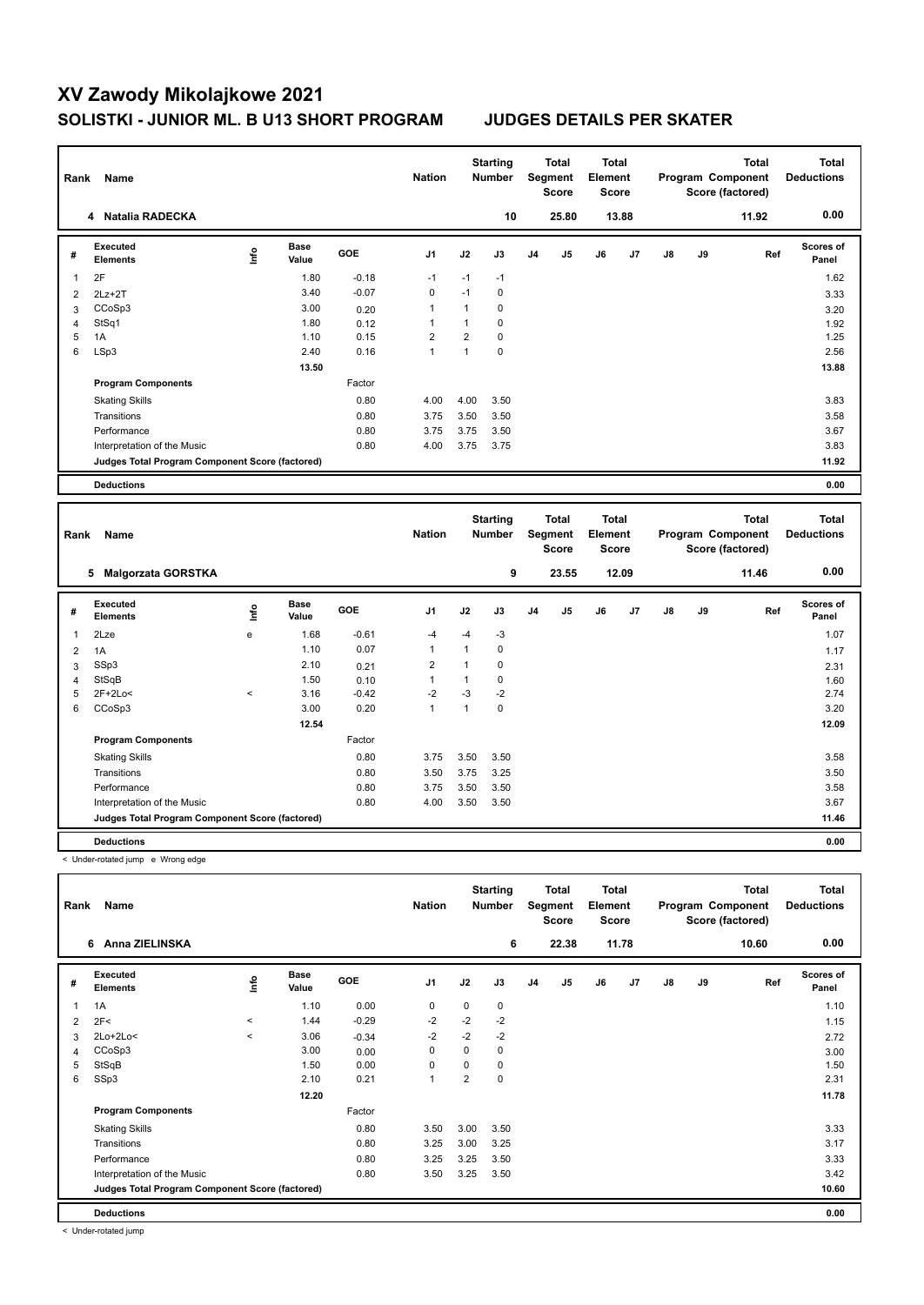# XV Zawody Mikolajkowe 2021

## SOLISTKI - JUNIOR ML. B U13 SHORT PROGRAM JUDGES DETAILS PER SKATER

| Rank | Name | Nation | Starting Number | Total Segment Score | Total Element Score | Total Program Component Score (factored) | Total Deductions |
|---|---|---|---|---|---|---|---|
| 4 | Natalia RADECKA | | 10 | 25.80 | 13.88 | 11.92 | 0.00 |

| # | Executed Elements | Info | Base Value | GOE | J1 | J2 | J3 | J4 | J5 | J6 | J7 | J8 | J9 | Ref | Scores of Panel |
|---|---|---|---|---|---|---|---|---|---|---|---|---|---|---|---|
| 1 | 2F | | 1.80 | -0.18 | -1 | -1 | -1 | | | | | | | | 1.62 |
| 2 | 2Lz+2T | | 3.40 | -0.07 | 0 | -1 | 0 | | | | | | | | 3.33 |
| 3 | CCoSp3 | | 3.00 | 0.20 | 1 | 1 | 0 | | | | | | | | 3.20 |
| 4 | StSq1 | | 1.80 | 0.12 | 1 | 1 | 0 | | | | | | | | 1.92 |
| 5 | 1A | | 1.10 | 0.15 | 2 | 2 | 0 | | | | | | | | 1.25 |
| 6 | LSp3 | | 2.40 | 0.16 | 1 | 1 | 0 | | | | | | | | 2.56 |
| | | | 13.50 | | | | | | | | | | | | 13.88 |
| | **Program Components** | | | Factor | | | | | | | | | | | |
| | Skating Skills | | | 0.80 | 4.00 | 4.00 | 3.50 | | | | | | | | 3.83 |
| | Transitions | | | 0.80 | 3.75 | 3.50 | 3.50 | | | | | | | | 3.58 |
| | Performance | | | 0.80 | 3.75 | 3.75 | 3.50 | | | | | | | | 3.67 |
| | Interpretation of the Music | | | 0.80 | 4.00 | 3.75 | 3.75 | | | | | | | | 3.83 |
| | **Judges Total Program Component Score (factored)** | | | | | | | | | | | | | | 11.92 |
| | **Deductions** | | | | | | | | | | | | | | 0.00 |

| Rank | Name | Nation | Starting Number | Total Segment Score | Total Element Score | Total Program Component Score (factored) | Total Deductions |
|---|---|---|---|---|---|---|---|
| 5 | Malgorzata GORSTKA | | 9 | 23.55 | 12.09 | 11.46 | 0.00 |

| # | Executed Elements | Info | Base Value | GOE | J1 | J2 | J3 | J4 | J5 | J6 | J7 | J8 | J9 | Ref | Scores of Panel |
|---|---|---|---|---|---|---|---|---|---|---|---|---|---|---|---|
| 1 | 2Lze | e | 1.68 | -0.61 | -4 | -4 | -3 | | | | | | | | 1.07 |
| 2 | 1A | | 1.10 | 0.07 | 1 | 1 | 0 | | | | | | | | 1.17 |
| 3 | SSp3 | | 2.10 | 0.21 | 2 | 1 | 0 | | | | | | | | 2.31 |
| 4 | StSqB | | 1.50 | 0.10 | 1 | 1 | 0 | | | | | | | | 1.60 |
| 5 | 2F+2Lo< | < | 3.16 | -0.42 | -2 | -3 | -2 | | | | | | | | 2.74 |
| 6 | CCoSp3 | | 3.00 | 0.20 | 1 | 1 | 0 | | | | | | | | 3.20 |
| | | | 12.54 | | | | | | | | | | | | 12.09 |
| | **Program Components** | | | Factor | | | | | | | | | | | |
| | Skating Skills | | | 0.80 | 3.75 | 3.50 | 3.50 | | | | | | | | 3.58 |
| | Transitions | | | 0.80 | 3.50 | 3.75 | 3.25 | | | | | | | | 3.50 |
| | Performance | | | 0.80 | 3.75 | 3.50 | 3.50 | | | | | | | | 3.58 |
| | Interpretation of the Music | | | 0.80 | 4.00 | 3.50 | 3.50 | | | | | | | | 3.67 |
| | **Judges Total Program Component Score (factored)** | | | | | | | | | | | | | | 11.46 |
| | **Deductions** | | | | | | | | | | | | | | 0.00 |

< Under-rotated jump e Wrong edge

| Rank | Name | Nation | Starting Number | Total Segment Score | Total Element Score | Total Program Component Score (factored) | Total Deductions |
|---|---|---|---|---|---|---|---|
| 6 | Anna ZIELINSKA | | 6 | 22.38 | 11.78 | 10.60 | 0.00 |

| # | Executed Elements | Info | Base Value | GOE | J1 | J2 | J3 | J4 | J5 | J6 | J7 | J8 | J9 | Ref | Scores of Panel |
|---|---|---|---|---|---|---|---|---|---|---|---|---|---|---|---|
| 1 | 1A | | 1.10 | 0.00 | 0 | 0 | 0 | | | | | | | | 1.10 |
| 2 | 2F< | < | 1.44 | -0.29 | -2 | -2 | -2 | | | | | | | | 1.15 |
| 3 | 2Lo+2Lo< | < | 3.06 | -0.34 | -2 | -2 | -2 | | | | | | | | 2.72 |
| 4 | CCoSp3 | | 3.00 | 0.00 | 0 | 0 | 0 | | | | | | | | 3.00 |
| 5 | StSqB | | 1.50 | 0.00 | 0 | 0 | 0 | | | | | | | | 1.50 |
| 6 | SSp3 | | 2.10 | 0.21 | 1 | 2 | 0 | | | | | | | | 2.31 |
| | | | 12.20 | | | | | | | | | | | | 11.78 |
| | **Program Components** | | | Factor | | | | | | | | | | | |
| | Skating Skills | | | 0.80 | 3.50 | 3.00 | 3.50 | | | | | | | | 3.33 |
| | Transitions | | | 0.80 | 3.25 | 3.00 | 3.25 | | | | | | | | 3.17 |
| | Performance | | | 0.80 | 3.25 | 3.25 | 3.50 | | | | | | | | 3.33 |
| | Interpretation of the Music | | | 0.80 | 3.50 | 3.25 | 3.50 | | | | | | | | 3.42 |
| | **Judges Total Program Component Score (factored)** | | | | | | | | | | | | | | 10.60 |
| | **Deductions** | | | | | | | | | | | | | | 0.00 |

< Under-rotated jump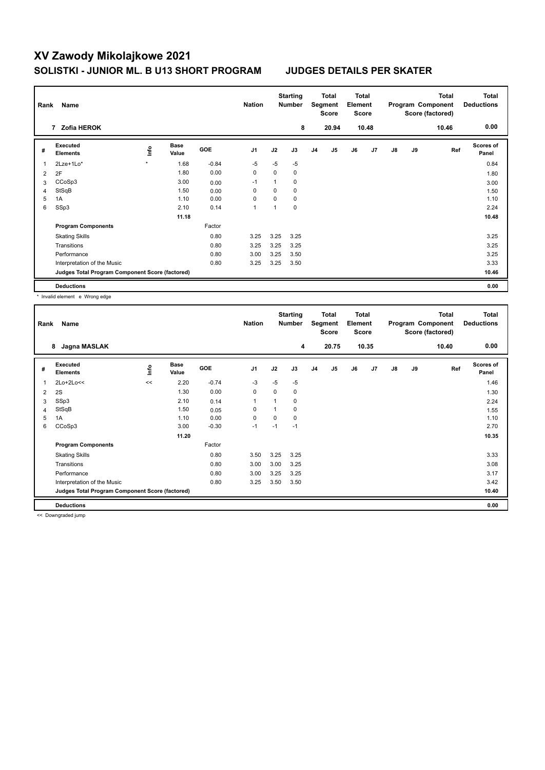# XV Zawody Mikolajkowe 2021

## SOLISTKI - JUNIOR ML. B U13 SHORT PROGRAM JUDGES DETAILS PER SKATER

| Rank | Name | Nation | Starting Number | Total Segment Score | Total Element Score | Total Program Component Score (factored) | Total Deductions |
|---|---|---|---|---|---|---|---|
| 7 | Zofia HEROK | | 8 | 20.94 | 10.48 | 10.46 | 0.00 |

| # | Executed Elements | Info | Base Value | GOE | J1 | J2 | J3 | J4 | J5 | J6 | J7 | J8 | J9 | Ref | Scores of Panel |
|---|---|---|---|---|---|---|---|---|---|---|---|---|---|---|---|
| 1 | 2Lze+1Lo* | * | 1.68 | -0.84 | -5 | -5 | -5 | | | | | | | | 0.84 |
| 2 | 2F | | 1.80 | 0.00 | 0 | 0 | 0 | | | | | | | | 1.80 |
| 3 | CCoSp3 | | 3.00 | 0.00 | -1 | 1 | 0 | | | | | | | | 3.00 |
| 4 | StSqB | | 1.50 | 0.00 | 0 | 0 | 0 | | | | | | | | 1.50 |
| 5 | 1A | | 1.10 | 0.00 | 0 | 0 | 0 | | | | | | | | 1.10 |
| 6 | SSp3 | | 2.10 | 0.14 | 1 | 1 | 0 | | | | | | | | 2.24 |
| | | | 11.18 | | | | | | | | | | | | 10.48 |
| | **Program Components** | | | Factor | | | | | | | | | | | |
| | Skating Skills | | | 0.80 | 3.25 | 3.25 | 3.25 | | | | | | | | 3.25 |
| | Transitions | | | 0.80 | 3.25 | 3.25 | 3.25 | | | | | | | | 3.25 |
| | Performance | | | 0.80 | 3.00 | 3.25 | 3.50 | | | | | | | | 3.25 |
| | Interpretation of the Music | | | 0.80 | 3.25 | 3.25 | 3.50 | | | | | | | | 3.33 |
| | **Judges Total Program Component Score (factored)** | | | | | | | | | | | | | | 10.46 |
| | **Deductions** | | | | | | | | | | | | | | 0.00 |

\* Invalid element e Wrong edge

| Rank | Name | Nation | Starting Number | Total Segment Score | Total Element Score | Total Program Component Score (factored) | Total Deductions |
|---|---|---|---|---|---|---|---|
| 8 | Jagna MASLAK | | 4 | 20.75 | 10.35 | 10.40 | 0.00 |

| # | Executed Elements | Info | Base Value | GOE | J1 | J2 | J3 | J4 | J5 | J6 | J7 | J8 | J9 | Ref | Scores of Panel |
|---|---|---|---|---|---|---|---|---|---|---|---|---|---|---|---|
| 1 | 2Lo+2Lo<< | << | 2.20 | -0.74 | -3 | -5 | -5 | | | | | | | | 1.46 |
| 2 | 2S | | 1.30 | 0.00 | 0 | 0 | 0 | | | | | | | | 1.30 |
| 3 | SSp3 | | 2.10 | 0.14 | 1 | 1 | 0 | | | | | | | | 2.24 |
| 4 | StSqB | | 1.50 | 0.05 | 0 | 1 | 0 | | | | | | | | 1.55 |
| 5 | 1A | | 1.10 | 0.00 | 0 | 0 | 0 | | | | | | | | 1.10 |
| 6 | CCoSp3 | | 3.00 | -0.30 | -1 | -1 | -1 | | | | | | | | 2.70 |
| | | | 11.20 | | | | | | | | | | | | 10.35 |
| | **Program Components** | | | Factor | | | | | | | | | | | |
| | Skating Skills | | | 0.80 | 3.50 | 3.25 | 3.25 | | | | | | | | 3.33 |
| | Transitions | | | 0.80 | 3.00 | 3.00 | 3.25 | | | | | | | | 3.08 |
| | Performance | | | 0.80 | 3.00 | 3.25 | 3.25 | | | | | | | | 3.17 |
| | Interpretation of the Music | | | 0.80 | 3.25 | 3.50 | 3.50 | | | | | | | | 3.42 |
| | **Judges Total Program Component Score (factored)** | | | | | | | | | | | | | | 10.40 |
| | **Deductions** | | | | | | | | | | | | | | 0.00 |

<< Downgraded jump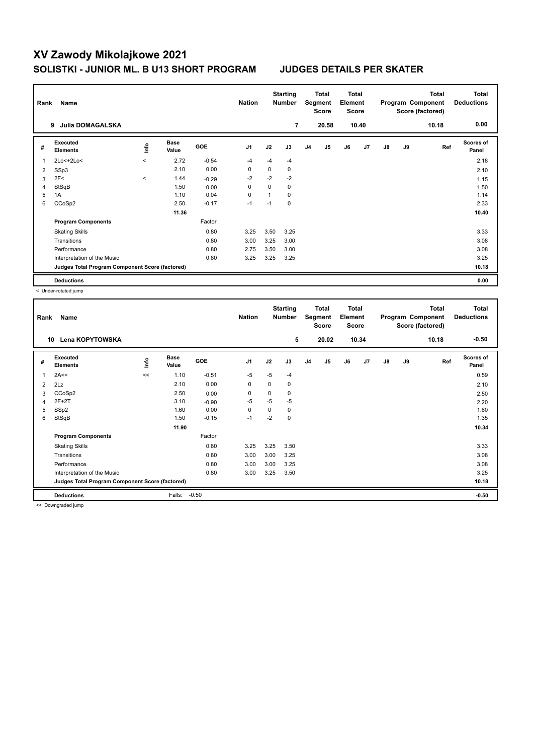# XV Zawody Mikolajkowe 2021

## SOLISTKI - JUNIOR ML. B U13 SHORT PROGRAM JUDGES DETAILS PER SKATER

| Rank | Name | Nation | Starting Number | Total Segment Score | Total Element Score | Total Program Component Score (factored) | Total Deductions |
|---|---|---|---|---|---|---|---|
| 9 | Julia DOMAGALSKA | | 7 | 20.58 | 10.40 | 10.18 | 0.00 |

| # | Executed Elements | Info | Base Value | GOE | J1 | J2 | J3 | J4 | J5 | J6 | J7 | J8 | J9 | Ref | Scores of Panel |
|---|---|---|---|---|---|---|---|---|---|---|---|---|---|---|---|
| 1 | 2Lo<+2Lo< | < | 2.72 | -0.54 | -4 | -4 | -4 | | | | | | | | 2.18 |
| 2 | SSp3 | | 2.10 | 0.00 | 0 | 0 | 0 | | | | | | | | 2.10 |
| 3 | 2F< | < | 1.44 | -0.29 | -2 | -2 | -2 | | | | | | | | 1.15 |
| 4 | StSqB | | 1.50 | 0.00 | 0 | 0 | 0 | | | | | | | | 1.50 |
| 5 | 1A | | 1.10 | 0.04 | 0 | 1 | 0 | | | | | | | | 1.14 |
| 6 | CCoSp2 | | 2.50 | -0.17 | -1 | -1 | 0 | | | | | | | | 2.33 |
| | | | 11.36 | | | | | | | | | | | | 10.40 |
| | **Program Components** | | | Factor | | | | | | | | | | | |
| | Skating Skills | | | 0.80 | 3.25 | 3.50 | 3.25 | | | | | | | | 3.33 |
| | Transitions | | | 0.80 | 3.00 | 3.25 | 3.00 | | | | | | | | 3.08 |
| | Performance | | | 0.80 | 2.75 | 3.50 | 3.00 | | | | | | | | 3.08 |
| | Interpretation of the Music | | | 0.80 | 3.25 | 3.25 | 3.25 | | | | | | | | 3.25 |
| | **Judges Total Program Component Score (factored)** | | | | | | | | | | | | | | 10.18 |
| | **Deductions** | | | | | | | | | | | | | | 0.00 |

< Under-rotated jump

| Rank | Name | Nation | Starting Number | Total Segment Score | Total Element Score | Total Program Component Score (factored) | Total Deductions |
|---|---|---|---|---|---|---|---|
| 10 | Lena KOPYTOWSKA | | 5 | 20.02 | 10.34 | 10.18 | -0.50 |

| # | Executed Elements | Info | Base Value | GOE | J1 | J2 | J3 | J4 | J5 | J6 | J7 | J8 | J9 | Ref | Scores of Panel |
|---|---|---|---|---|---|---|---|---|---|---|---|---|---|---|---|
| 1 | 2A<< | << | 1.10 | -0.51 | -5 | -5 | -4 | | | | | | | | 0.59 |
| 2 | 2Lz | | 2.10 | 0.00 | 0 | 0 | 0 | | | | | | | | 2.10 |
| 3 | CCoSp2 | | 2.50 | 0.00 | 0 | 0 | 0 | | | | | | | | 2.50 |
| 4 | 2F+2T | | 3.10 | -0.90 | -5 | -5 | -5 | | | | | | | | 2.20 |
| 5 | SSp2 | | 1.60 | 0.00 | 0 | 0 | 0 | | | | | | | | 1.60 |
| 6 | StSqB | | 1.50 | -0.15 | -1 | -2 | 0 | | | | | | | | 1.35 |
| | | | 11.90 | | | | | | | | | | | | 10.34 |
| | **Program Components** | | | Factor | | | | | | | | | | | |
| | Skating Skills | | | 0.80 | 3.25 | 3.25 | 3.50 | | | | | | | | 3.33 |
| | Transitions | | | 0.80 | 3.00 | 3.00 | 3.25 | | | | | | | | 3.08 |
| | Performance | | | 0.80 | 3.00 | 3.00 | 3.25 | | | | | | | | 3.08 |
| | Interpretation of the Music | | | 0.80 | 3.00 | 3.25 | 3.50 | | | | | | | | 3.25 |
| | **Judges Total Program Component Score (factored)** | | | | | | | | | | | | | | 10.18 |
| | **Deductions** | | Falls: | -0.50 | | | | | | | | | | | -0.50 |

<< Downgraded jump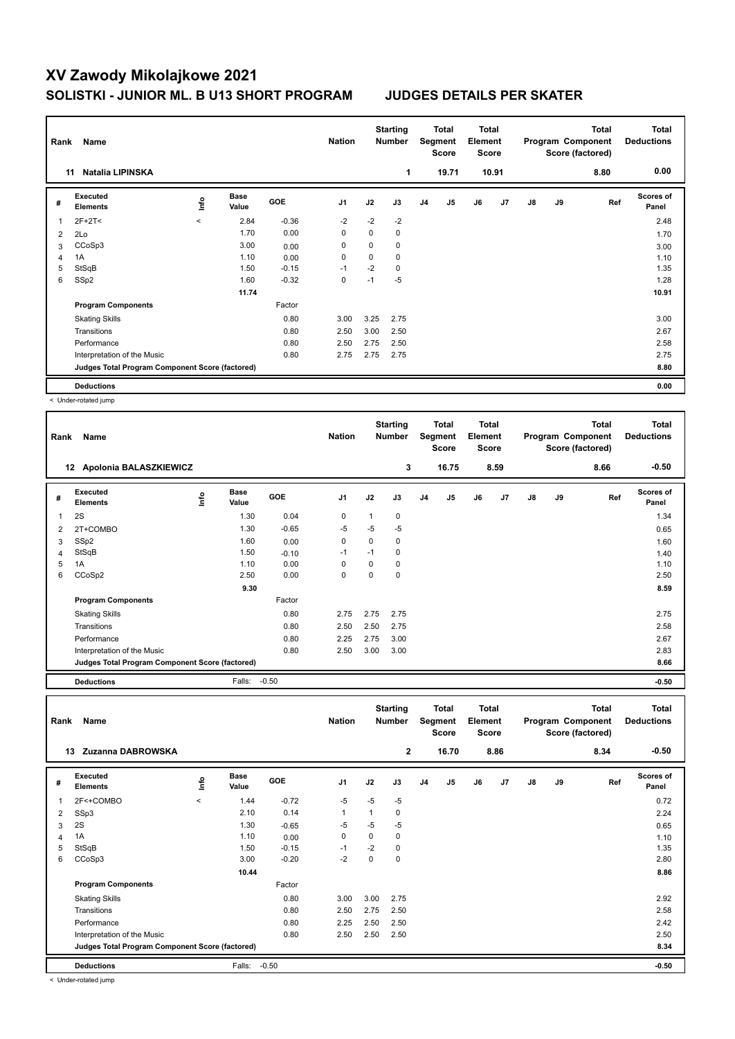# XV Zawody Mikolajkowe 2021

## SOLISTKI - JUNIOR ML. B U13 SHORT PROGRAM　　JUDGES DETAILS PER SKATER

| Rank | Name | Nation | Starting Number | Total Segment Score | Total Element Score | Total Program Component Score (factored) | Total Deductions |
|---|---|---|---|---|---|---|---|
| 11 | Natalia LIPINSKA | | 1 | 19.71 | 10.91 | 8.80 | 0.00 |

| # | Executed Elements | Info | Base Value | GOE | J1 | J2 | J3 | J4 | J5 | J6 | J7 | J8 | J9 | Ref | Scores of Panel |
|---|---|---|---|---|---|---|---|---|---|---|---|---|---|---|---|
| 1 | 2F+2T< | < | 2.84 | -0.36 | -2 | -2 | -2 | | | | | | | | 2.48 |
| 2 | 2Lo | | 1.70 | 0.00 | 0 | 0 | 0 | | | | | | | | 1.70 |
| 3 | CCoSp3 | | 3.00 | 0.00 | 0 | 0 | 0 | | | | | | | | 3.00 |
| 4 | 1A | | 1.10 | 0.00 | 0 | 0 | 0 | | | | | | | | 1.10 |
| 5 | StSqB | | 1.50 | -0.15 | -1 | -2 | 0 | | | | | | | | 1.35 |
| 6 | SSp2 | | 1.60 | -0.32 | 0 | -1 | -5 | | | | | | | | 1.28 |
| | | | 11.74 | | | | | | | | | | | | 10.91 |
| | **Program Components** | | | Factor | | | | | | | | | | | |
| | Skating Skills | | | 0.80 | 3.00 | 3.25 | 2.75 | | | | | | | | 3.00 |
| | Transitions | | | 0.80 | 2.50 | 3.00 | 2.50 | | | | | | | | 2.67 |
| | Performance | | | 0.80 | 2.50 | 2.75 | 2.50 | | | | | | | | 2.58 |
| | Interpretation of the Music | | | 0.80 | 2.75 | 2.75 | 2.75 | | | | | | | | 2.75 |
| | **Judges Total Program Component Score (factored)** | | | | | | | | | | | | | | 8.80 |
| | **Deductions** | | | | | | | | | | | | | | 0.00 |

< Under-rotated jump

| Rank | Name | Nation | Starting Number | Total Segment Score | Total Element Score | Total Program Component Score (factored) | Total Deductions |
|---|---|---|---|---|---|---|---|
| 12 | Apolonia BALASZKIEWICZ | | 3 | 16.75 | 8.59 | 8.66 | -0.50 |

| # | Executed Elements | Info | Base Value | GOE | J1 | J2 | J3 | J4 | J5 | J6 | J7 | J8 | J9 | Ref | Scores of Panel |
|---|---|---|---|---|---|---|---|---|---|---|---|---|---|---|---|
| 1 | 2S | | 1.30 | 0.04 | 0 | 1 | 0 | | | | | | | | 1.34 |
| 2 | 2T+COMBO | | 1.30 | -0.65 | -5 | -5 | -5 | | | | | | | | 0.65 |
| 3 | SSp2 | | 1.60 | 0.00 | 0 | 0 | 0 | | | | | | | | 1.60 |
| 4 | StSqB | | 1.50 | -0.10 | -1 | -1 | 0 | | | | | | | | 1.40 |
| 5 | 1A | | 1.10 | 0.00 | 0 | 0 | 0 | | | | | | | | 1.10 |
| 6 | CCoSp2 | | 2.50 | 0.00 | 0 | 0 | 0 | | | | | | | | 2.50 |
| | | | 9.30 | | | | | | | | | | | | 8.59 |
| | **Program Components** | | | Factor | | | | | | | | | | | |
| | Skating Skills | | | 0.80 | 2.75 | 2.75 | 2.75 | | | | | | | | 2.75 |
| | Transitions | | | 0.80 | 2.50 | 2.50 | 2.75 | | | | | | | | 2.58 |
| | Performance | | | 0.80 | 2.25 | 2.75 | 3.00 | | | | | | | | 2.67 |
| | Interpretation of the Music | | | 0.80 | 2.50 | 3.00 | 3.00 | | | | | | | | 2.83 |
| | **Judges Total Program Component Score (factored)** | | | | | | | | | | | | | | 8.66 |
| | **Deductions** | | Falls: | -0.50 | | | | | | | | | | | -0.50 |

| Rank | Name | Nation | Starting Number | Total Segment Score | Total Element Score | Total Program Component Score (factored) | Total Deductions |
|---|---|---|---|---|---|---|---|
| 13 | Zuzanna DABROWSKA | | 2 | 16.70 | 8.86 | 8.34 | -0.50 |

| # | Executed Elements | Info | Base Value | GOE | J1 | J2 | J3 | J4 | J5 | J6 | J7 | J8 | J9 | Ref | Scores of Panel |
|---|---|---|---|---|---|---|---|---|---|---|---|---|---|---|---|
| 1 | 2F<+COMBO | < | 1.44 | -0.72 | -5 | -5 | -5 | | | | | | | | 0.72 |
| 2 | SSp3 | | 2.10 | 0.14 | 1 | 1 | 0 | | | | | | | | 2.24 |
| 3 | 2S | | 1.30 | -0.65 | -5 | -5 | -5 | | | | | | | | 0.65 |
| 4 | 1A | | 1.10 | 0.00 | 0 | 0 | 0 | | | | | | | | 1.10 |
| 5 | StSqB | | 1.50 | -0.15 | -1 | -2 | 0 | | | | | | | | 1.35 |
| 6 | CCoSp3 | | 3.00 | -0.20 | -2 | 0 | 0 | | | | | | | | 2.80 |
| | | | 10.44 | | | | | | | | | | | | 8.86 |
| | **Program Components** | | | Factor | | | | | | | | | | | |
| | Skating Skills | | | 0.80 | 3.00 | 3.00 | 2.75 | | | | | | | | 2.92 |
| | Transitions | | | 0.80 | 2.50 | 2.75 | 2.50 | | | | | | | | 2.58 |
| | Performance | | | 0.80 | 2.25 | 2.50 | 2.50 | | | | | | | | 2.42 |
| | Interpretation of the Music | | | 0.80 | 2.50 | 2.50 | 2.50 | | | | | | | | 2.50 |
| | **Judges Total Program Component Score (factored)** | | | | | | | | | | | | | | 8.34 |
| | **Deductions** | | Falls: | -0.50 | | | | | | | | | | | -0.50 |

< Under-rotated jump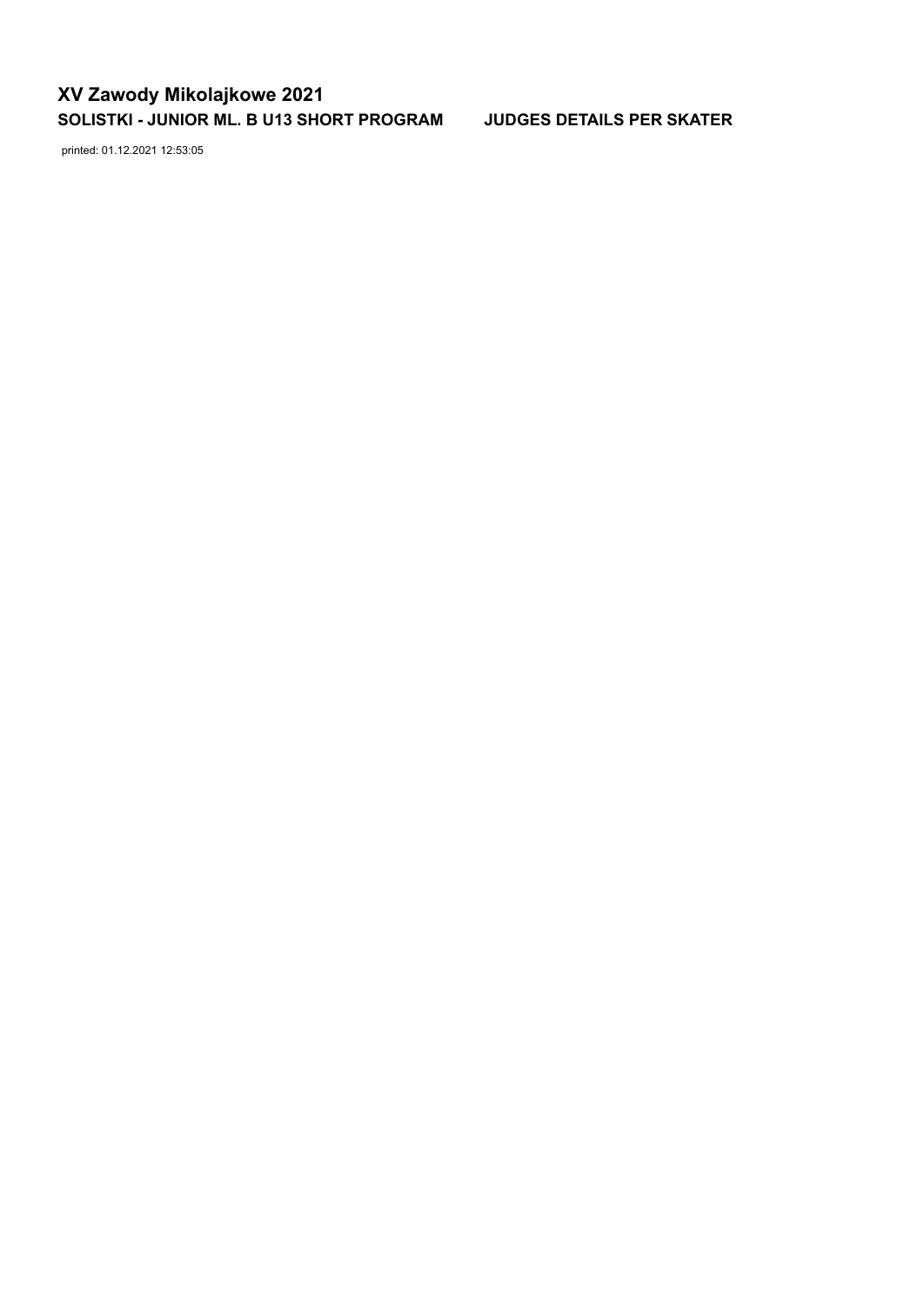# XV Zawody Mikolajkowe 2021

**SOLISTKI - JUNIOR ML. B U13 SHORT PROGRAM JUDGES DETAILS PER SKATER**

printed: 01.12.2021 12:53:05